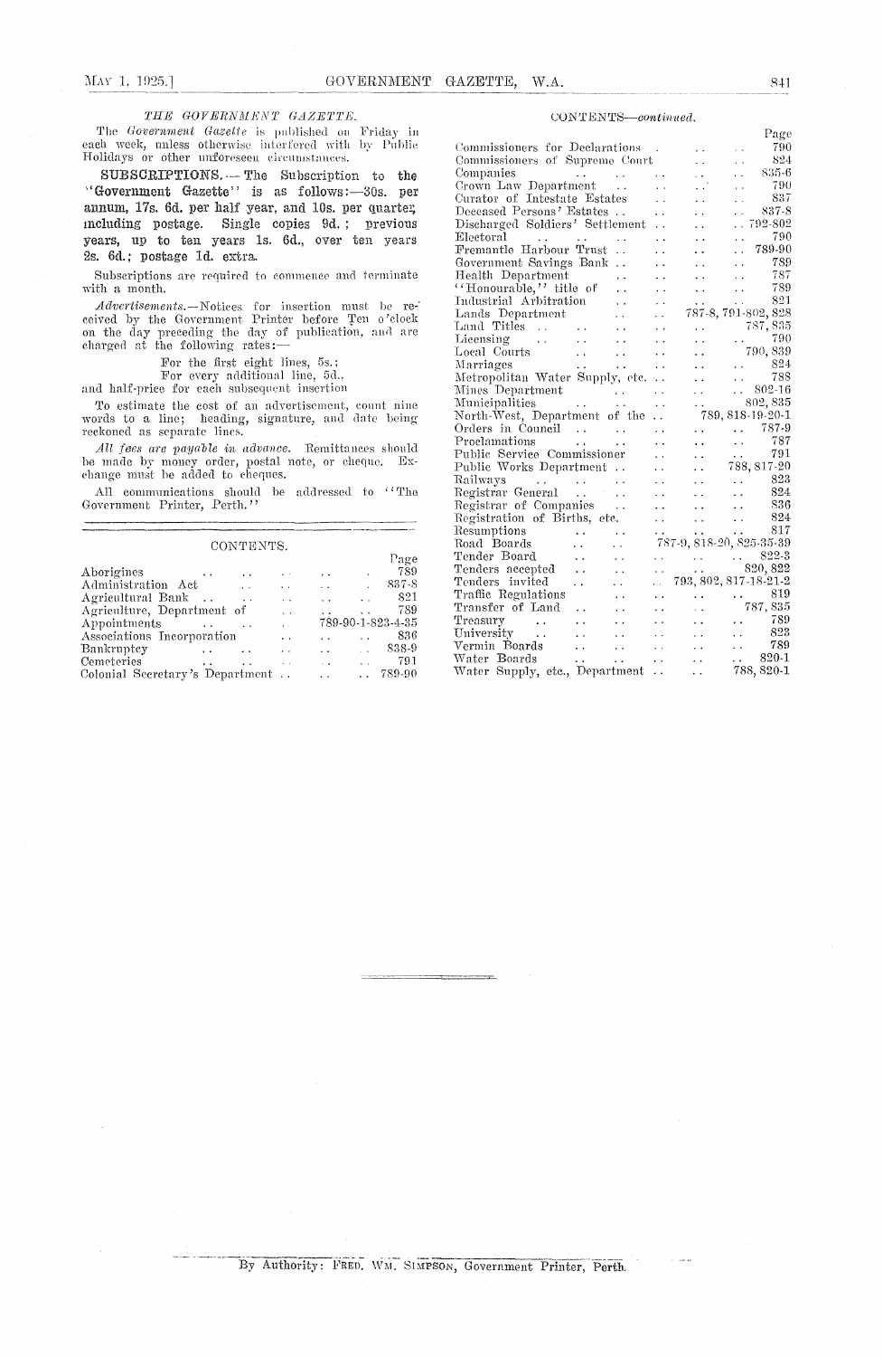## *THE GOVERNMENT GAZETTE.*

The *Government Gazette* is published on Friday in each week, unless otherwise interfered with by Public Holidays or other unforeseen circumstances.

**SUBSCRIPTIONS.**—The Subscription to the "Government Gazette" is as follows:—30s. per annum, 17s. 6d. per half year, and 10s. per quarter, including postage. Single copies 9d.; previous years, up to ten years 1s. 6d., over ten years 2s. 6d.; postage 1d. extra.

Subscriptions are required to commence and terminate with a month.

*Advertisements.*—Notices for insertion must be received by the Government Printer before Ten o'clock on the day preceding the day of publication, and are charged at the following rates:—

For the first eight lines, 5s.;
For every additional line, 5d.,

and half-price for each subsequent insertion.

To estimate the cost of an advertisement, count nine words to a line; heading, signature, and date being reckoned as separate lines.

*All fees are payable in advance.* Remittances should be made by money order, postal note, or cheque. Exchange must be added to cheques.

All communications should be addressed to "The Government Printer, Perth."

## CONTENTS.

| | Page |
|---|---|
| Aborigines | 789 |
| Administration Act | 837-8 |
| Agricultural Bank | 821 |
| Agriculture, Department of | 789 |
| Appointments | 789-90-1-823-4-35 |
| Associations Incorporation | 836 |
| Bankruptcy | 838-9 |
| Cemeteries | 791 |
| Colonial Secretary's Department | 789-90 |
| Commissioners for Declarations | 790 |
| Commissioners of Supreme Court | 824 |
| Companies | 835-6 |
| Crown Law Department | 790 |
| Curator of Intestate Estates | 837 |
| Deceased Persons' Estates | 837-8 |
| Discharged Soldiers' Settlement | 792-802 |
| Electoral | 790 |
| Fremantle Harbour Trust | 789-90 |
| Government Savings Bank | 789 |
| Health Department | 787 |
| "Honourable," title of | 789 |
| Industrial Arbitration | 821 |
| Lands Department | 787-8, 791-802, 828 |
| Land Titles | 787, 835 |
| Licensing | 790 |
| Local Courts | 790, 839 |
| Marriages | 824 |
| Metropolitan Water Supply, etc. | 788 |
| Mines Department | 802-16 |
| Municipalities | 802, 835 |
| North-West, Department of the | 789, 818-19-20-1 |
| Orders in Council | 787-9 |
| Proclamations | 787 |
| Public Service Commissioner | 791 |
| Public Works Department | 788, 817-20 |
| Railways | 823 |
| Registrar General | 824 |
| Registrar of Companies | 836 |
| Registration of Births, etc. | 824 |
| Resumptions | 817 |
| Road Boards | 787-9, 818-20, 825-35-39 |
| Tender Board | 822-3 |
| Tenders accepted | 820, 822 |
| Tenders invited | 793, 802, 817-18-21-2 |
| Traffic Regulations | 819 |
| Transfer of Land | 787, 835 |
| Treasury | 789 |
| University | 823 |
| Vermin Boards | 789 |
| Water Boards | 820-1 |
| Water Supply, etc., Department | 788, 820-1 |

By Authority: FRED. WM. SIMPSON, Government Printer, Perth.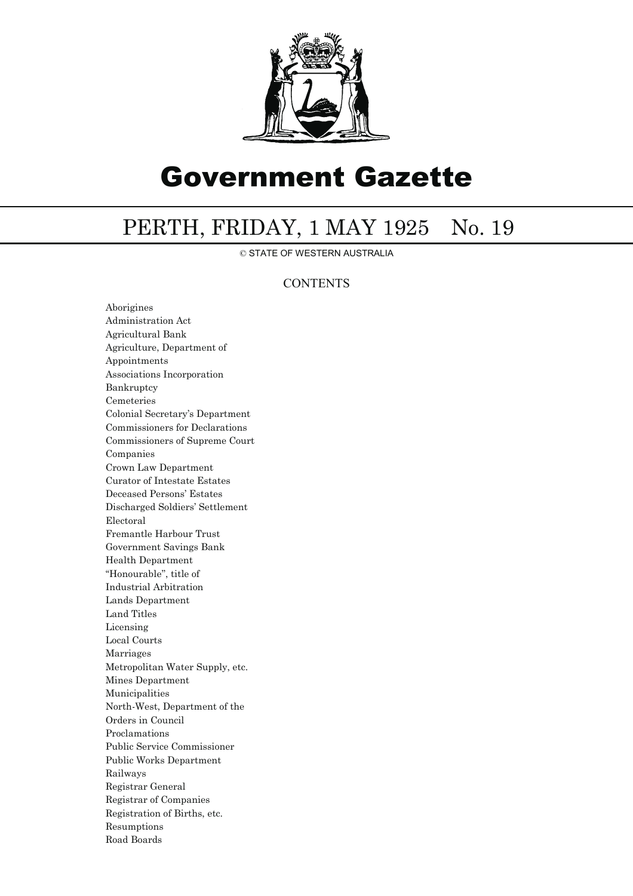# Government Gazette

## PERTH, FRIDAY, 1 MAY 1925 No. 19

© STATE OF WESTERN AUSTRALIA

### CONTENTS

Aborigines
Administration Act
Agricultural Bank
Agriculture, Department of
Appointments
Associations Incorporation
Bankruptcy
Cemeteries
Colonial Secretary's Department
Commissioners for Declarations
Commissioners of Supreme Court
Companies
Crown Law Department
Curator of Intestate Estates
Deceased Persons' Estates
Discharged Soldiers' Settlement
Electoral
Fremantle Harbour Trust
Government Savings Bank
Health Department
"Honourable", title of
Industrial Arbitration
Lands Department
Land Titles
Licensing
Local Courts
Marriages
Metropolitan Water Supply, etc.
Mines Department
Municipalities
North-West, Department of the
Orders in Council
Proclamations
Public Service Commissioner
Public Works Department
Railways
Registrar General
Registrar of Companies
Registration of Births, etc.
Resumptions
Road Boards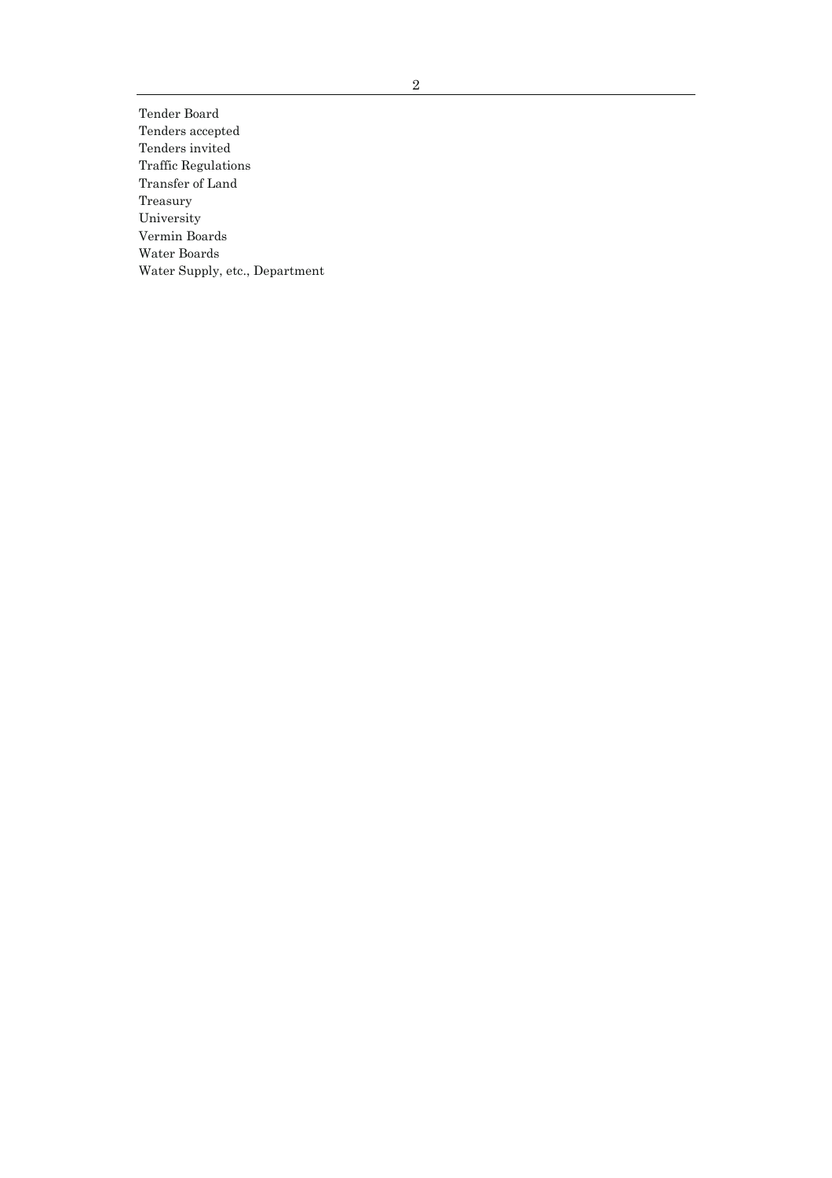Tender Board
Tenders accepted
Tenders invited
Traffic Regulations
Transfer of Land
Treasury
University
Vermin Boards
Water Boards
Water Supply, etc., Department